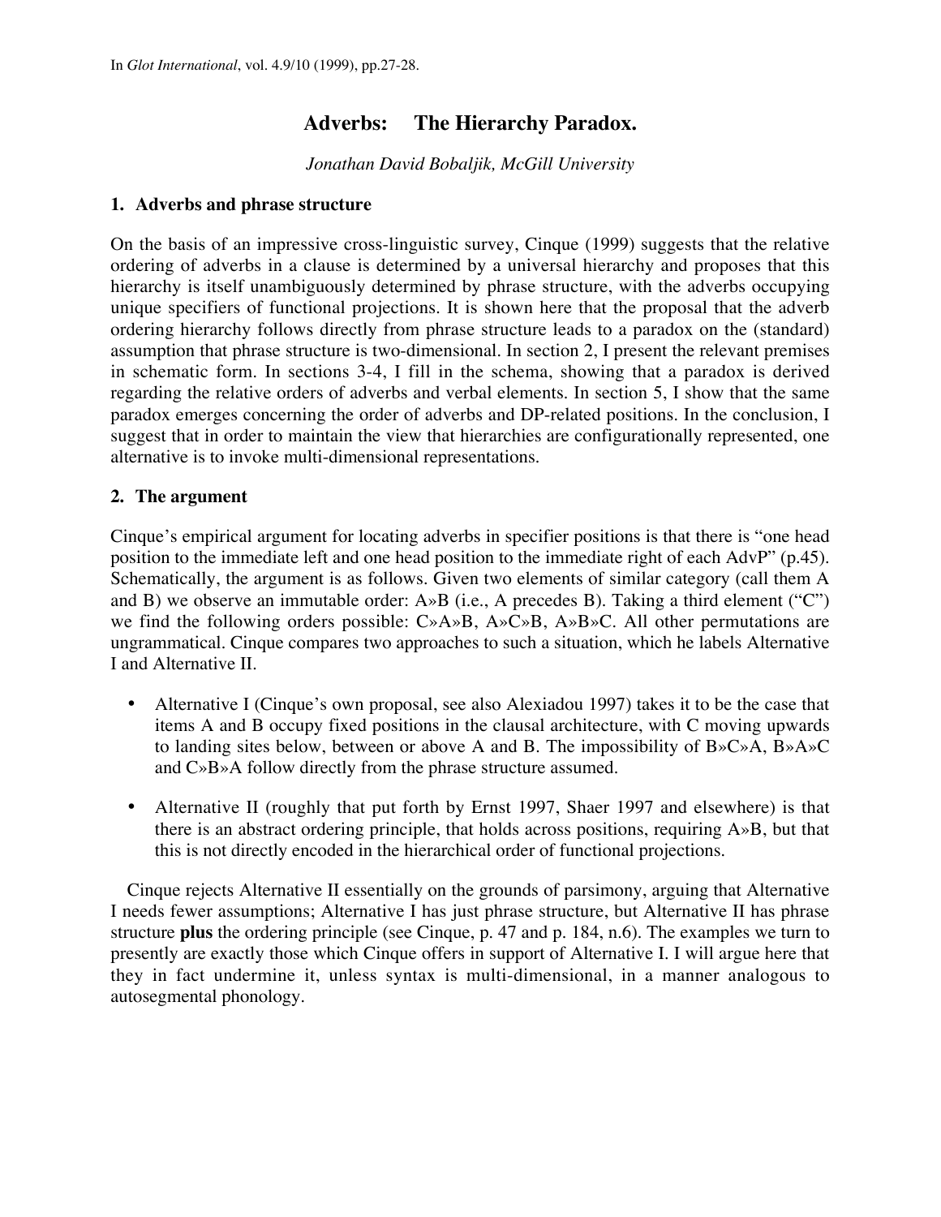In *Glot International*, vol. 4.9/10 (1999), pp.27-28.

# Adverbs: The Hierarchy Paradox.

*Jonathan David Bobaljik, McGill University*

## 1. Adverbs and phrase structure

On the basis of an impressive cross-linguistic survey, Cinque (1999) suggests that the relative ordering of adverbs in a clause is determined by a universal hierarchy and proposes that this hierarchy is itself unambiguously determined by phrase structure, with the adverbs occupying unique specifiers of functional projections. It is shown here that the proposal that the adverb ordering hierarchy follows directly from phrase structure leads to a paradox on the (standard) assumption that phrase structure is two-dimensional. In section 2, I present the relevant premises in schematic form. In sections 3-4, I fill in the schema, showing that a paradox is derived regarding the relative orders of adverbs and verbal elements. In section 5, I show that the same paradox emerges concerning the order of adverbs and DP-related positions. In the conclusion, I suggest that in order to maintain the view that hierarchies are configurationally represented, one alternative is to invoke multi-dimensional representations.

## 2. The argument

Cinque's empirical argument for locating adverbs in specifier positions is that there is "one head position to the immediate left and one head position to the immediate right of each AdvP" (p.45). Schematically, the argument is as follows. Given two elements of similar category (call them A and B) we observe an immutable order: A»B (i.e., A precedes B). Taking a third element ("C") we find the following orders possible: C»A»B, A»C»B, A»B»C. All other permutations are ungrammatical. Cinque compares two approaches to such a situation, which he labels Alternative I and Alternative II.

- Alternative I (Cinque's own proposal, see also Alexiadou 1997) takes it to be the case that items A and B occupy fixed positions in the clausal architecture, with C moving upwards to landing sites below, between or above A and B. The impossibility of B»C»A, B»A»C and C»B»A follow directly from the phrase structure assumed.

- Alternative II (roughly that put forth by Ernst 1997, Shaer 1997 and elsewhere) is that there is an abstract ordering principle, that holds across positions, requiring A»B, but that this is not directly encoded in the hierarchical order of functional projections.

Cinque rejects Alternative II essentially on the grounds of parsimony, arguing that Alternative I needs fewer assumptions; Alternative I has just phrase structure, but Alternative II has phrase structure **plus** the ordering principle (see Cinque, p. 47 and p. 184, n.6). The examples we turn to presently are exactly those which Cinque offers in support of Alternative I. I will argue here that they in fact undermine it, unless syntax is multi-dimensional, in a manner analogous to autosegmental phonology.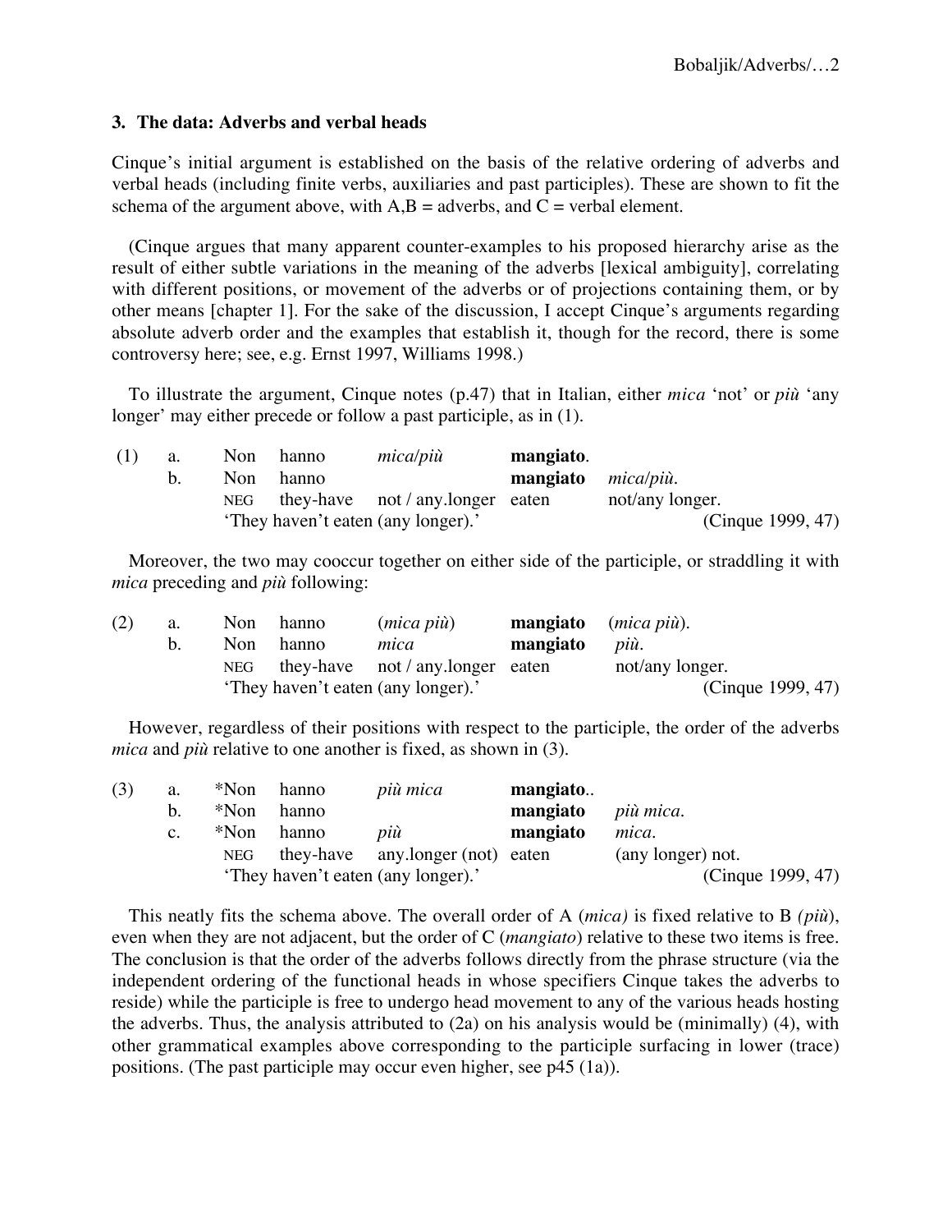### 3. The data: Adverbs and verbal heads

Cinque's initial argument is established on the basis of the relative ordering of adverbs and verbal heads (including finite verbs, auxiliaries and past participles). These are shown to fit the schema of the argument above, with A,B = adverbs, and C = verbal element.

(Cinque argues that many apparent counter-examples to his proposed hierarchy arise as the result of either subtle variations in the meaning of the adverbs [lexical ambiguity], correlating with different positions, or movement of the adverbs or of projections containing them, or by other means [chapter 1]. For the sake of the discussion, I accept Cinque's arguments regarding absolute adverb order and the examples that establish it, though for the record, there is some controversy here; see, e.g. Ernst 1997, Williams 1998.)

To illustrate the argument, Cinque notes (p.47) that in Italian, either *mica* 'not' or *più* 'any longer' may either precede or follow a past participle, as in (1).

| | | | | | | |
|---|---|---|---|---|---|---|
| (1) | a. | Non | hanno | *mica/più* | **mangiato**. | |
| | b. | Non | hanno | | **mangiato** | *mica/più*. |
| | | NEG | they-have | not / any.longer | eaten | not/any longer. |
| | | 'They haven't eaten (any longer).' | | | | (Cinque 1999, 47) |

Moreover, the two may cooccur together on either side of the participle, or straddling it with *mica* preceding and *più* following:

| | | | | | | |
|---|---|---|---|---|---|---|
| (2) | a. | Non | hanno | (*mica più*) | **mangiato** | (*mica più*). |
| | b. | Non | hanno | *mica* | **mangiato** | *più*. |
| | | NEG | they-have | not / any.longer | eaten | not/any longer. |
| | | 'They haven't eaten (any longer).' | | | | (Cinque 1999, 47) |

However, regardless of their positions with respect to the participle, the order of the adverbs *mica* and *più* relative to one another is fixed, as shown in (3).

| | | | | | | |
|---|---|---|---|---|---|---|
| (3) | a. | *Non | hanno | *più mica* | **mangiato**.. | |
| | b. | *Non | hanno | | **mangiato** | *più mica*. |
| | c. | *Non | hanno | *più* | **mangiato** | *mica*. |
| | | NEG | they-have | any.longer (not) | eaten | (any longer) not. |
| | | 'They haven't eaten (any longer).' | | | | (Cinque 1999, 47) |

This neatly fits the schema above. The overall order of A (*mica)* is fixed relative to B *(più*), even when they are not adjacent, but the order of C (*mangiato*) relative to these two items is free. The conclusion is that the order of the adverbs follows directly from the phrase structure (via the independent ordering of the functional heads in whose specifiers Cinque takes the adverbs to reside) while the participle is free to undergo head movement to any of the various heads hosting the adverbs. Thus, the analysis attributed to (2a) on his analysis would be (minimally) (4), with other grammatical examples above corresponding to the participle surfacing in lower (trace) positions. (The past participle may occur even higher, see p45 (1a)).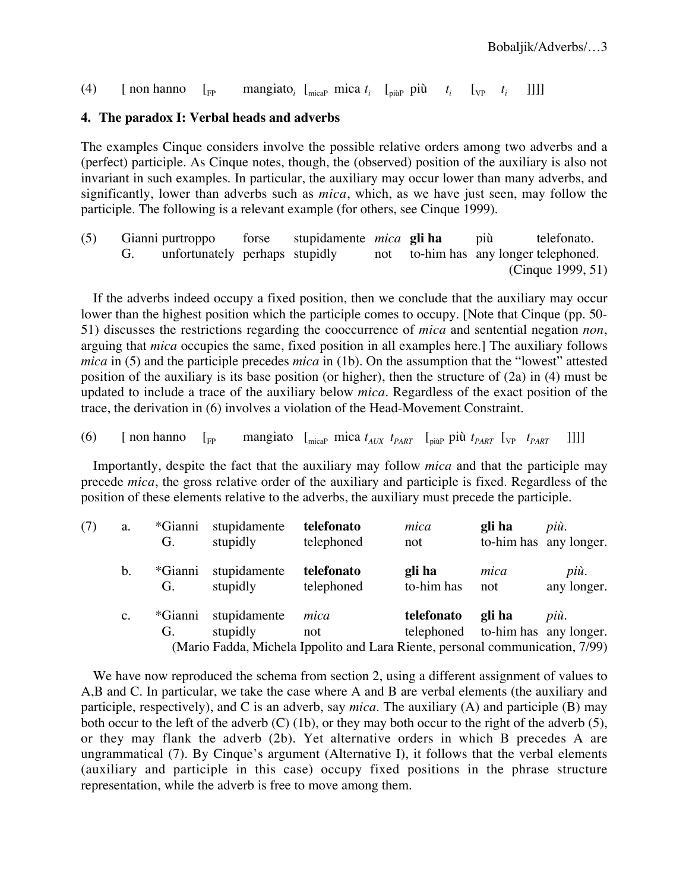(4) [ non hanno [$_{FP}$ mangiato$_i$ [$_{micaP}$ mica $t_i$ [$_{piùP}$ più $t_i$ [$_{VP}$ $t_i$ ]]]]

## 4. The paradox I: Verbal heads and adverbs

The examples Cinque considers involve the possible relative orders among two adverbs and a (perfect) participle. As Cinque notes, though, the (observed) position of the auxiliary is also not invariant in such examples. In particular, the auxiliary may occur lower than many adverbs, and significantly, lower than adverbs such as *mica*, which, as we have just seen, may follow the participle. The following is a relevant example (for others, see Cinque 1999).

(5) Gianni purtroppo forse stupidamente *mica* **gli ha** più telefonato.
G. unfortunately perhaps stupidly not to-him has any longer telephoned.
(Cinque 1999, 51)

If the adverbs indeed occupy a fixed position, then we conclude that the auxiliary may occur lower than the highest position which the participle comes to occupy. [Note that Cinque (pp. 50-51) discusses the restrictions regarding the cooccurrence of *mica* and sentential negation *non*, arguing that *mica* occupies the same, fixed position in all examples here.] The auxiliary follows *mica* in (5) and the participle precedes *mica* in (1b). On the assumption that the "lowest" attested position of the auxiliary is its base position (or higher), then the structure of (2a) in (4) must be updated to include a trace of the auxiliary below *mica*. Regardless of the exact position of the trace, the derivation in (6) involves a violation of the Head-Movement Constraint.

(6) [ non hanno [$_{FP}$ mangiato [$_{micaP}$ mica $t_{AUX}$ $t_{PART}$ [$_{piùP}$ più $t_{PART}$ [$_{VP}$ $t_{PART}$ ]]]]

Importantly, despite the fact that the auxiliary may follow *mica* and that the participle may precede *mica*, the gross relative order of the auxiliary and participle is fixed. Regardless of the position of these elements relative to the adverbs, the auxiliary must precede the participle.

(7) a. *Gianni stupidamente **telefonato** *mica* **gli ha** *più*.
G. stupidly telephoned not to-him has any longer.

b. *Gianni stupidamente **telefonato** **gli ha** *mica* *più*.
G. stupidly telephoned to-him has not any longer.

c. *Gianni stupidamente *mica* **telefonato** **gli ha** *più*.
G. stupidly not telephoned to-him has any longer.
(Mario Fadda, Michela Ippolito and Lara Riente, personal communication, 7/99)

We have now reproduced the schema from section 2, using a different assignment of values to A,B and C. In particular, we take the case where A and B are verbal elements (the auxiliary and participle, respectively), and C is an adverb, say *mica*. The auxiliary (A) and participle (B) may both occur to the left of the adverb (C) (1b), or they may both occur to the right of the adverb (5), or they may flank the adverb (2b). Yet alternative orders in which B precedes A are ungrammatical (7). By Cinque's argument (Alternative I), it follows that the verbal elements (auxiliary and participle in this case) occupy fixed positions in the phrase structure representation, while the adverb is free to move among them.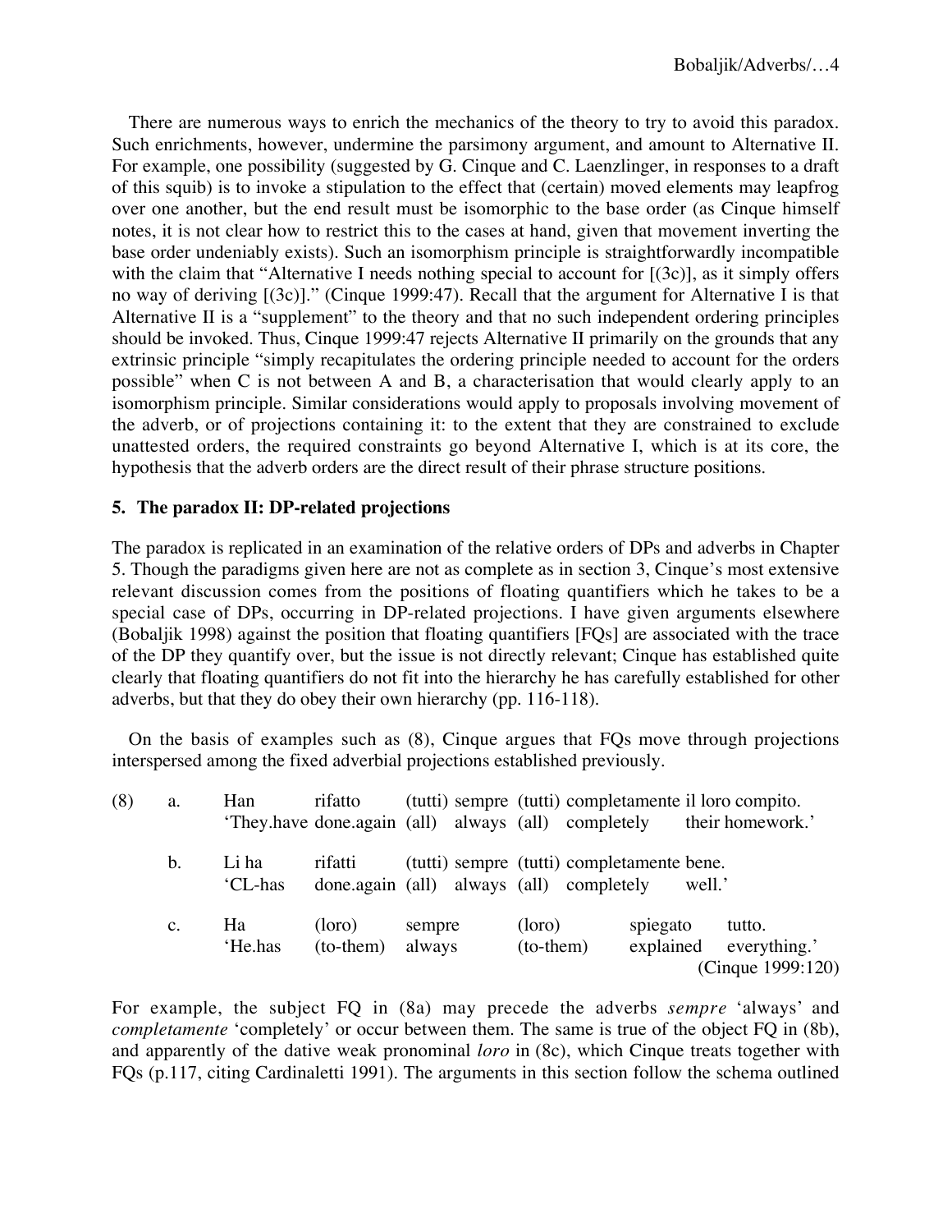There are numerous ways to enrich the mechanics of the theory to try to avoid this paradox. Such enrichments, however, undermine the parsimony argument, and amount to Alternative II. For example, one possibility (suggested by G. Cinque and C. Laenzlinger, in responses to a draft of this squib) is to invoke a stipulation to the effect that (certain) moved elements may leapfrog over one another, but the end result must be isomorphic to the base order (as Cinque himself notes, it is not clear how to restrict this to the cases at hand, given that movement inverting the base order undeniably exists). Such an isomorphism principle is straightforwardly incompatible with the claim that "Alternative I needs nothing special to account for [(3c)], as it simply offers no way of deriving [(3c)]." (Cinque 1999:47). Recall that the argument for Alternative I is that Alternative II is a "supplement" to the theory and that no such independent ordering principles should be invoked. Thus, Cinque 1999:47 rejects Alternative II primarily on the grounds that any extrinsic principle "simply recapitulates the ordering principle needed to account for the orders possible" when C is not between A and B, a characterisation that would clearly apply to an isomorphism principle. Similar considerations would apply to proposals involving movement of the adverb, or of projections containing it: to the extent that they are constrained to exclude unattested orders, the required constraints go beyond Alternative I, which is at its core, the hypothesis that the adverb orders are the direct result of their phrase structure positions.

## 5. The paradox II: DP-related projections

The paradox is replicated in an examination of the relative orders of DPs and adverbs in Chapter 5. Though the paradigms given here are not as complete as in section 3, Cinque's most extensive relevant discussion comes from the positions of floating quantifiers which he takes to be a special case of DPs, occurring in DP-related projections. I have given arguments elsewhere (Bobaljik 1998) against the position that floating quantifiers [FQs] are associated with the trace of the DP they quantify over, but the issue is not directly relevant; Cinque has established quite clearly that floating quantifiers do not fit into the hierarchy he has carefully established for other adverbs, but that they do obey their own hierarchy (pp. 116-118).

On the basis of examples such as (8), Cinque argues that FQs move through projections interspersed among the fixed adverbial projections established previously.

(8) a. Han rifatto (tutti) sempre (tutti) completamente il loro compito.
   'They.have done.again (all) always (all) completely their homework.'

b. Li ha rifatti (tutti) sempre (tutti) completamente bene.
   'CL-has done.again (all) always (all) completely well.'

c. Ha (loro) sempre (loro) spiegato tutto.
   'He.has (to-them) always (to-them) explained everything.'
   (Cinque 1999:120)

For example, the subject FQ in (8a) may precede the adverbs *sempre* 'always' and *completamente* 'completely' or occur between them. The same is true of the object FQ in (8b), and apparently of the dative weak pronominal *loro* in (8c), which Cinque treats together with FQs (p.117, citing Cardinaletti 1991). The arguments in this section follow the schema outlined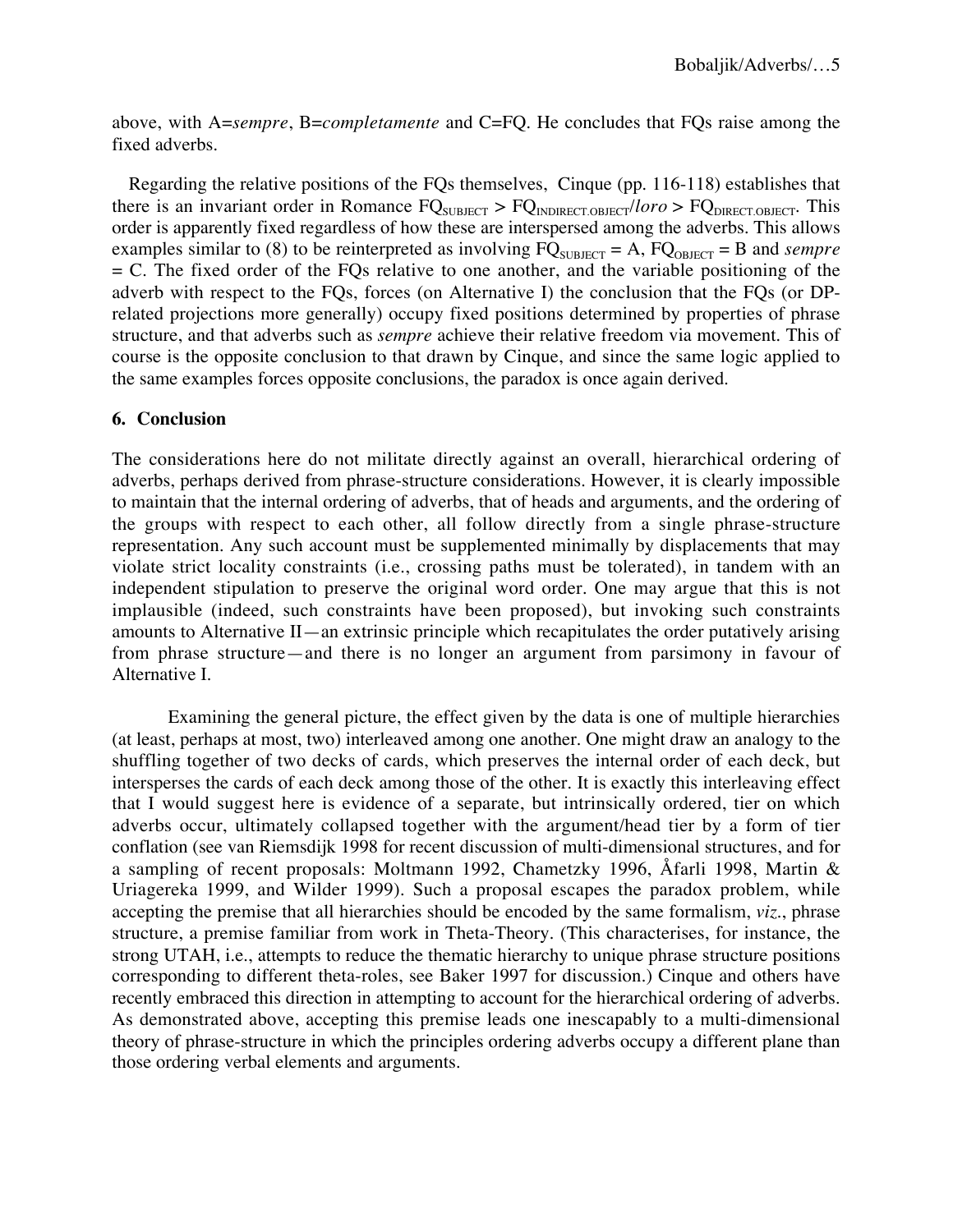above, with A=*sempre*, B=*completamente* and C=FQ. He concludes that FQs raise among the fixed adverbs.

Regarding the relative positions of the FQs themselves, Cinque (pp. 116-118) establishes that there is an invariant order in Romance $FQ_{SUBJECT}$ > $FQ_{INDIRECT.OBJECT}$/*loro* > $FQ_{DIRECT.OBJECT}$. This order is apparently fixed regardless of how these are interspersed among the adverbs. This allows examples similar to (8) to be reinterpreted as involving $FQ_{SUBJECT}$ = A, $FQ_{OBJECT}$ = B and *sempre* = C. The fixed order of the FQs relative to one another, and the variable positioning of the adverb with respect to the FQs, forces (on Alternative I) the conclusion that the FQs (or DP-related projections more generally) occupy fixed positions determined by properties of phrase structure, and that adverbs such as *sempre* achieve their relative freedom via movement. This of course is the opposite conclusion to that drawn by Cinque, and since the same logic applied to the same examples forces opposite conclusions, the paradox is once again derived.

## 6. Conclusion

The considerations here do not militate directly against an overall, hierarchical ordering of adverbs, perhaps derived from phrase-structure considerations. However, it is clearly impossible to maintain that the internal ordering of adverbs, that of heads and arguments, and the ordering of the groups with respect to each other, all follow directly from a single phrase-structure representation. Any such account must be supplemented minimally by displacements that may violate strict locality constraints (i.e., crossing paths must be tolerated), in tandem with an independent stipulation to preserve the original word order. One may argue that this is not implausible (indeed, such constraints have been proposed), but invoking such constraints amounts to Alternative II—an extrinsic principle which recapitulates the order putatively arising from phrase structure—and there is no longer an argument from parsimony in favour of Alternative I.

Examining the general picture, the effect given by the data is one of multiple hierarchies (at least, perhaps at most, two) interleaved among one another. One might draw an analogy to the shuffling together of two decks of cards, which preserves the internal order of each deck, but intersperses the cards of each deck among those of the other. It is exactly this interleaving effect that I would suggest here is evidence of a separate, but intrinsically ordered, tier on which adverbs occur, ultimately collapsed together with the argument/head tier by a form of tier conflation (see van Riemsdijk 1998 for recent discussion of multi-dimensional structures, and for a sampling of recent proposals: Moltmann 1992, Chametzky 1996, Åfarli 1998, Martin & Uriagereka 1999, and Wilder 1999). Such a proposal escapes the paradox problem, while accepting the premise that all hierarchies should be encoded by the same formalism, *viz.*, phrase structure, a premise familiar from work in Theta-Theory. (This characterises, for instance, the strong UTAH, i.e., attempts to reduce the thematic hierarchy to unique phrase structure positions corresponding to different theta-roles, see Baker 1997 for discussion.) Cinque and others have recently embraced this direction in attempting to account for the hierarchical ordering of adverbs. As demonstrated above, accepting this premise leads one inescapably to a multi-dimensional theory of phrase-structure in which the principles ordering adverbs occupy a different plane than those ordering verbal elements and arguments.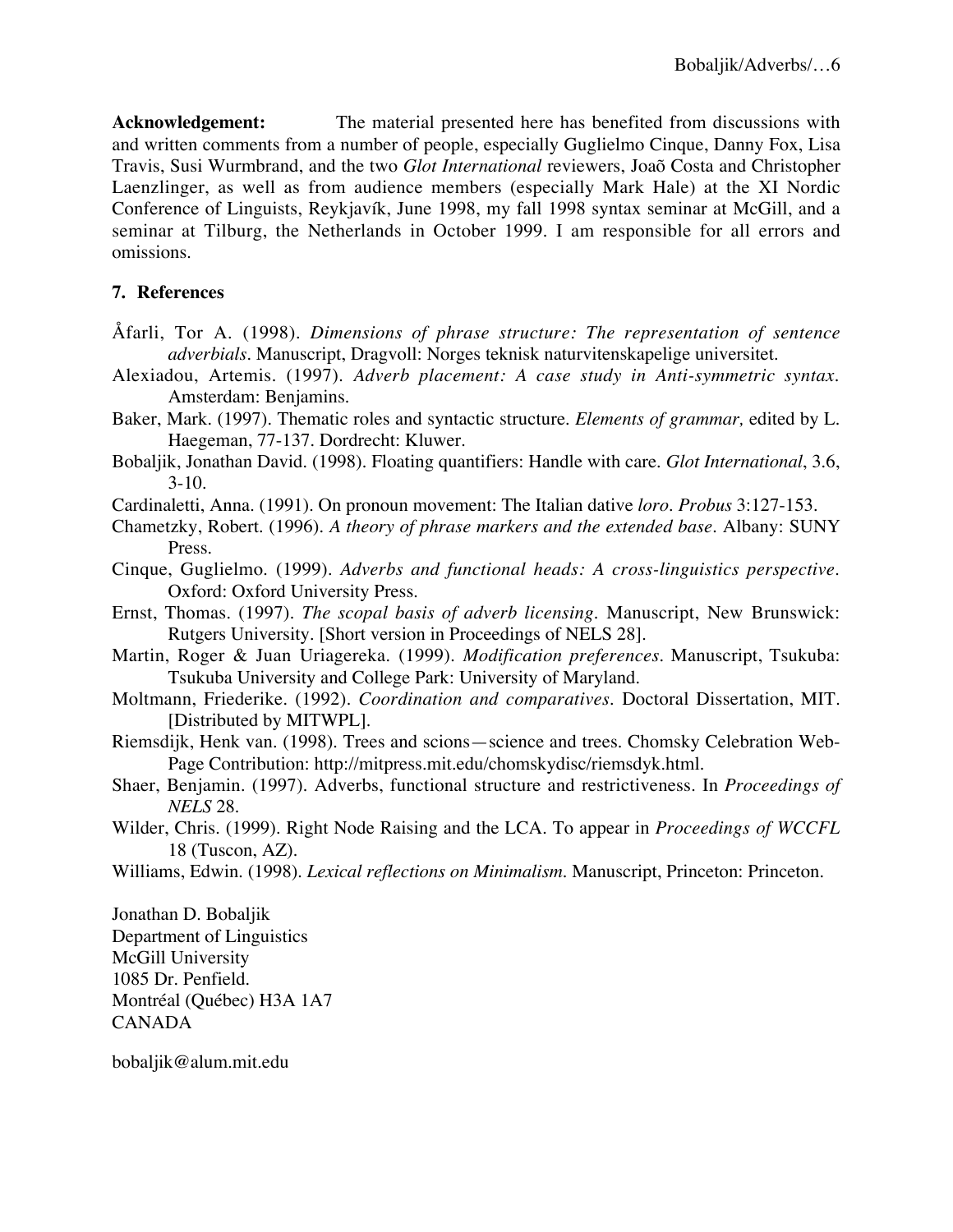**Acknowledgement:** The material presented here has benefited from discussions with and written comments from a number of people, especially Guglielmo Cinque, Danny Fox, Lisa Travis, Susi Wurmbrand, and the two *Glot International* reviewers, Joaõ Costa and Christopher Laenzlinger, as well as from audience members (especially Mark Hale) at the XI Nordic Conference of Linguists, Reykjavík, June 1998, my fall 1998 syntax seminar at McGill, and a seminar at Tilburg, the Netherlands in October 1999. I am responsible for all errors and omissions.

## 7. References

Åfarli, Tor A. (1998). *Dimensions of phrase structure: The representation of sentence adverbials*. Manuscript, Dragvoll: Norges teknisk naturvitenskapelige universitet.

Alexiadou, Artemis. (1997). *Adverb placement: A case study in Anti-symmetric syntax*. Amsterdam: Benjamins.

Baker, Mark. (1997). Thematic roles and syntactic structure. *Elements of grammar,* edited by L. Haegeman, 77-137. Dordrecht: Kluwer.

Bobaljik, Jonathan David. (1998). Floating quantifiers: Handle with care. *Glot International*, 3.6, 3-10.

Cardinaletti, Anna. (1991). On pronoun movement: The Italian dative *loro*. *Probus* 3:127-153.

Chametzky, Robert. (1996). *A theory of phrase markers and the extended base*. Albany: SUNY Press.

Cinque, Guglielmo. (1999). *Adverbs and functional heads: A cross-linguistics perspective*. Oxford: Oxford University Press.

Ernst, Thomas. (1997). *The scopal basis of adverb licensing*. Manuscript, New Brunswick: Rutgers University. [Short version in Proceedings of NELS 28].

Martin, Roger & Juan Uriagereka. (1999). *Modification preferences*. Manuscript, Tsukuba: Tsukuba University and College Park: University of Maryland.

Moltmann, Friederike. (1992). *Coordination and comparatives*. Doctoral Dissertation, MIT. [Distributed by MITWPL].

Riemsdijk, Henk van. (1998). Trees and scions—science and trees. Chomsky Celebration Web-Page Contribution: http://mitpress.mit.edu/chomskydisc/riemsdyk.html.

Shaer, Benjamin. (1997). Adverbs, functional structure and restrictiveness. In *Proceedings of NELS* 28.

Wilder, Chris. (1999). Right Node Raising and the LCA. To appear in *Proceedings of WCCFL* 18 (Tuscon, AZ).

Williams, Edwin. (1998). *Lexical reflections on Minimalism.* Manuscript, Princeton: Princeton.

Jonathan D. Bobaljik
Department of Linguistics
McGill University
1085 Dr. Penfield.
Montréal (Québec) H3A 1A7
CANADA

bobaljik@alum.mit.edu